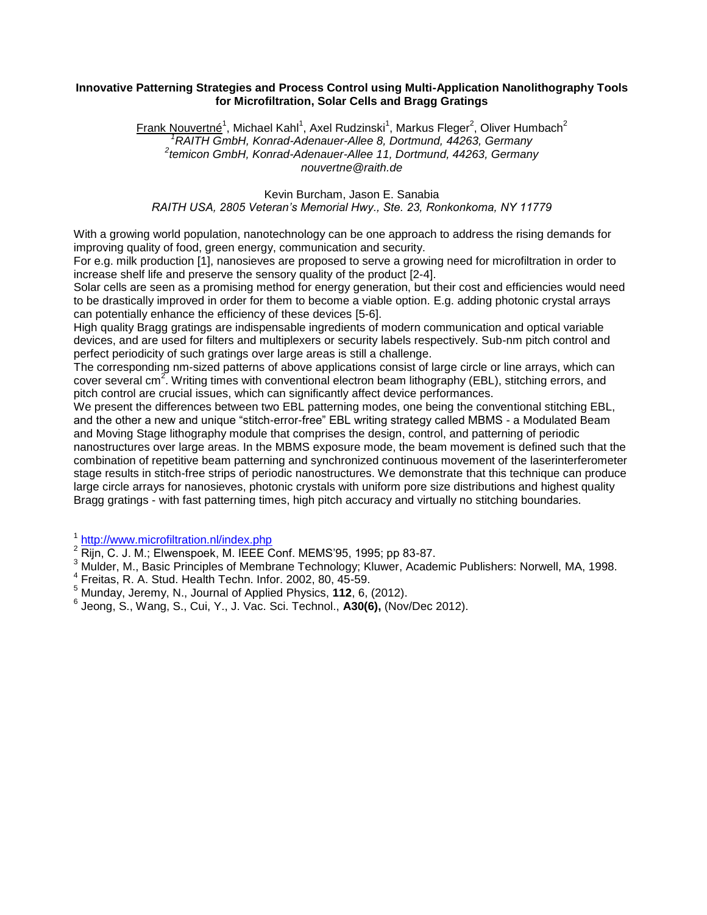**Innovative Patterning Strategies and Process Control using Multi-Application Nanolithography Tools for Microfiltration, Solar Cells and Bragg Gratings**

Frank Nouvertné[1], Michael Kahl[1], Axel Rudzinski[1], Markus Fleger[2], Oliver Humbach[2]
[1]*RAITH GmbH, Konrad-Adenauer-Allee 8, Dortmund, 44263, Germany*
[2]*temicon GmbH, Konrad-Adenauer-Allee 11, Dortmund, 44263, Germany*
*nouvertne@raith.de*

Kevin Burcham, Jason E. Sanabia
*RAITH USA, 2805 Veteran's Memorial Hwy., Ste. 23, Ronkonkoma, NY 11779*

With a growing world population, nanotechnology can be one approach to address the rising demands for improving quality of food, green energy, communication and security.
For e.g. milk production [1], nanosieves are proposed to serve a growing need for microfiltration in order to increase shelf life and preserve the sensory quality of the product [2-4].
Solar cells are seen as a promising method for energy generation, but their cost and efficiencies would need to be drastically improved in order for them to become a viable option. E.g. adding photonic crystal arrays can potentially enhance the efficiency of these devices [5-6].
High quality Bragg gratings are indispensable ingredients of modern communication and optical variable devices, and are used for filters and multiplexers or security labels respectively. Sub-nm pitch control and perfect periodicity of such gratings over large areas is still a challenge.
The corresponding nm-sized patterns of above applications consist of large circle or line arrays, which can cover several $cm^2$. Writing times with conventional electron beam lithography (EBL), stitching errors, and pitch control are crucial issues, which can significantly affect device performances.
We present the differences between two EBL patterning modes, one being the conventional stitching EBL, and the other a new and unique "stitch-error-free" EBL writing strategy called MBMS - a Modulated Beam and Moving Stage lithography module that comprises the design, control, and patterning of periodic nanostructures over large areas. In the MBMS exposure mode, the beam movement is defined such that the combination of repetitive beam patterning and synchronized continuous movement of the laserinterferometer stage results in stitch-free strips of periodic nanostructures. We demonstrate that this technique can produce large circle arrays for nanosieves, photonic crystals with uniform pore size distributions and highest quality Bragg gratings - with fast patterning times, high pitch accuracy and virtually no stitching boundaries.

[1] http://www.microfiltration.nl/index.php
[2] Rijn, C. J. M.; Elwenspoek, M. IEEE Conf. MEMS'95, 1995; pp 83-87.
[3] Mulder, M., Basic Principles of Membrane Technology; Kluwer, Academic Publishers: Norwell, MA, 1998.
[4] Freitas, R. A. Stud. Health Techn. Infor. 2002, 80, 45-59.
[5] Munday, Jeremy, N., Journal of Applied Physics, **112**, 6, (2012).
[6] Jeong, S., Wang, S., Cui, Y., J. Vac. Sci. Technol., **A30(6),** (Nov/Dec 2012).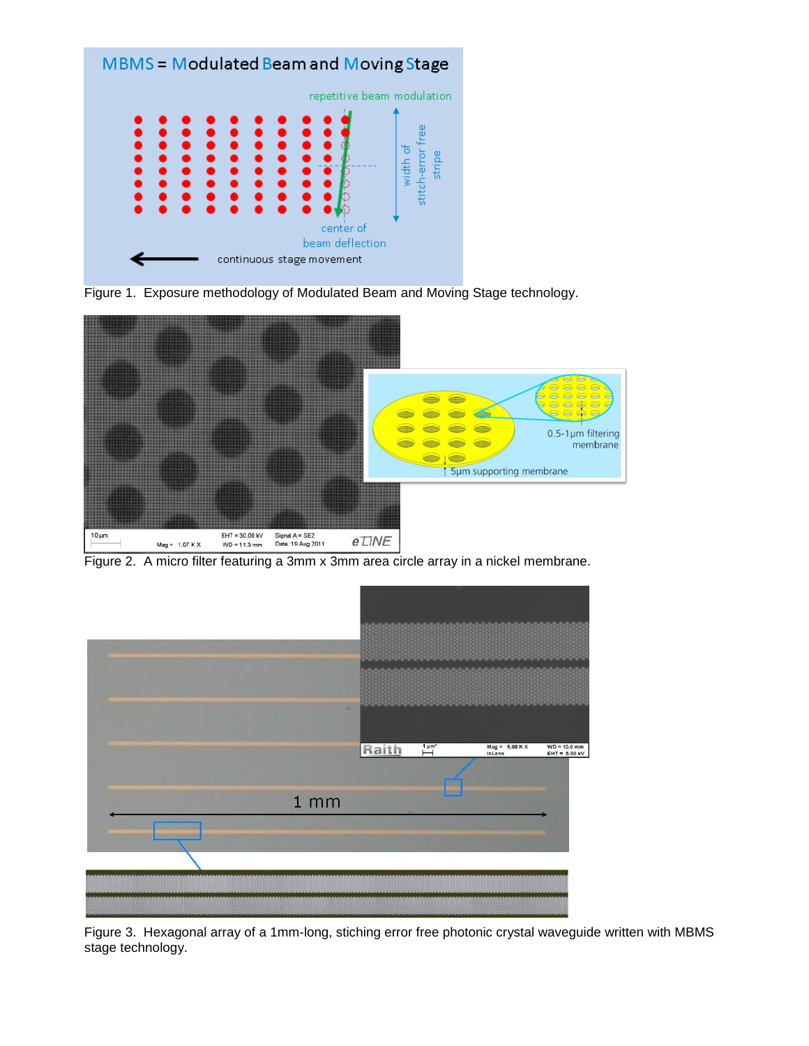MBMS = Modulated Beam and Moving Stage

repetitive beam modulation

width of stitch-error free stripe

center of beam deflection

continuous stage movement

Figure 1. Exposure methodology of Modulated Beam and Moving Stage technology.

0.5-1µm filtering membrane

5µm supporting membrane

10 µm

Mag = 1.07 K X

EHT = 30.00 kV

WD = 11.3 mm

Signal A = SE2

Date :19 Aug 2011

eLINE

Figure 2. A micro filter featuring a 3mm x 3mm area circle array in a nickel membrane.

Raith

1 µm*

Mag = 5.00 K X

InLens

WD = 10.0 mm

EHT = 5.00 kV

1 mm

Figure 3. Hexagonal array of a 1mm-long, stiching error free photonic crystal waveguide written with MBMS stage technology.